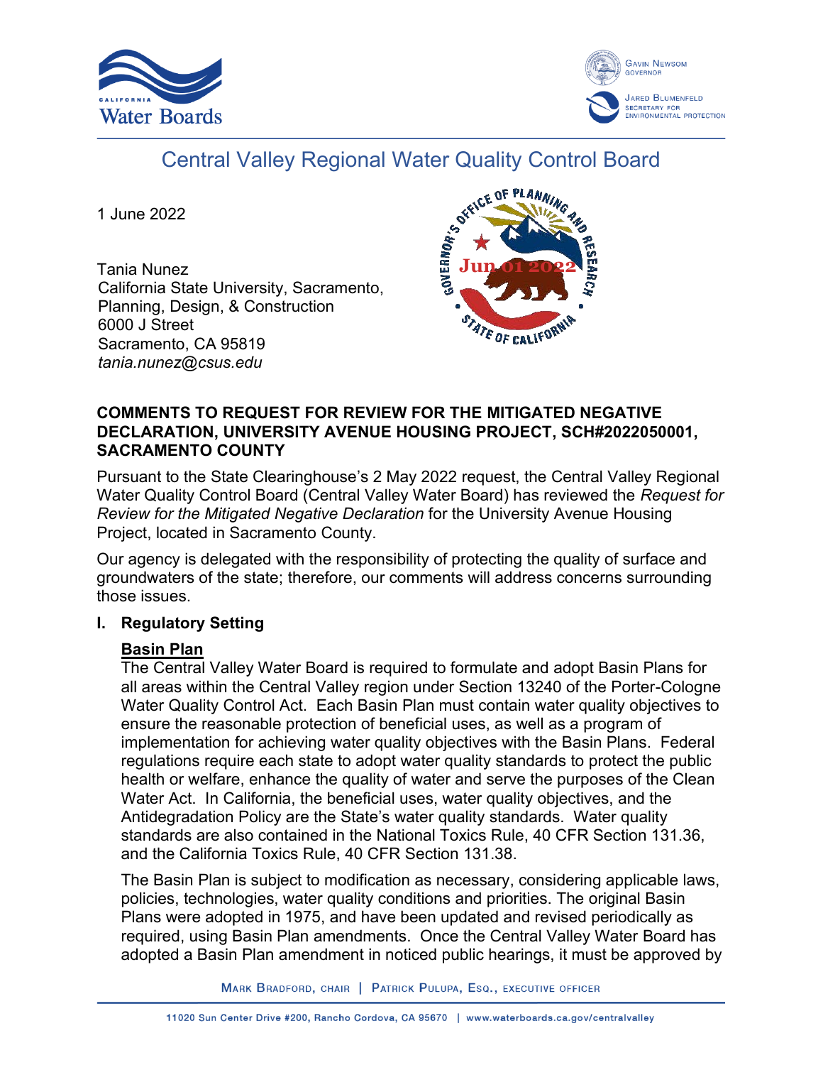Central Valley Regional Water Quality Control Board

1 June 2022

Tania Nunez
California State University, Sacramento,
Planning, Design, & Construction
6000 J Street
Sacramento, CA 95819
*tania.nunez@csus.edu*

**COMMENTS TO REQUEST FOR REVIEW FOR THE MITIGATED NEGATIVE DECLARATION, UNIVERSITY AVENUE HOUSING PROJECT, SCH#2022050001, SACRAMENTO COUNTY**

Pursuant to the State Clearinghouse's 2 May 2022 request, the Central Valley Regional Water Quality Control Board (Central Valley Water Board) has reviewed the *Request for Review for the Mitigated Negative Declaration* for the University Avenue Housing Project, located in Sacramento County.

Our agency is delegated with the responsibility of protecting the quality of surface and groundwaters of the state; therefore, our comments will address concerns surrounding those issues.

## I. Regulatory Setting

**Basin Plan**

The Central Valley Water Board is required to formulate and adopt Basin Plans for all areas within the Central Valley region under Section 13240 of the Porter-Cologne Water Quality Control Act. Each Basin Plan must contain water quality objectives to ensure the reasonable protection of beneficial uses, as well as a program of implementation for achieving water quality objectives with the Basin Plans. Federal regulations require each state to adopt water quality standards to protect the public health or welfare, enhance the quality of water and serve the purposes of the Clean Water Act. In California, the beneficial uses, water quality objectives, and the Antidegradation Policy are the State's water quality standards. Water quality standards are also contained in the National Toxics Rule, 40 CFR Section 131.36, and the California Toxics Rule, 40 CFR Section 131.38.

The Basin Plan is subject to modification as necessary, considering applicable laws, policies, technologies, water quality conditions and priorities. The original Basin Plans were adopted in 1975, and have been updated and revised periodically as required, using Basin Plan amendments. Once the Central Valley Water Board has adopted a Basin Plan amendment in noticed public hearings, it must be approved by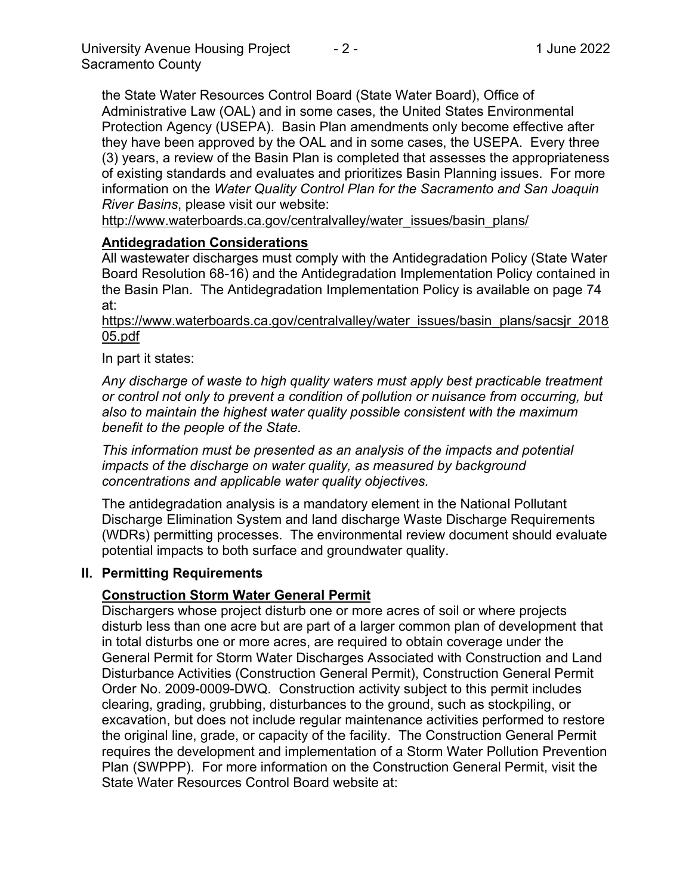the State Water Resources Control Board (State Water Board), Office of Administrative Law (OAL) and in some cases, the United States Environmental Protection Agency (USEPA). Basin Plan amendments only become effective after they have been approved by the OAL and in some cases, the USEPA. Every three (3) years, a review of the Basin Plan is completed that assesses the appropriateness of existing standards and evaluates and prioritizes Basin Planning issues. For more information on the *Water Quality Control Plan for the Sacramento and San Joaquin River Basins*, please visit our website:
http://www.waterboards.ca.gov/centralvalley/water_issues/basin_plans/

**Antidegradation Considerations**

All wastewater discharges must comply with the Antidegradation Policy (State Water Board Resolution 68-16) and the Antidegradation Implementation Policy contained in the Basin Plan. The Antidegradation Implementation Policy is available on page 74 at:
https://www.waterboards.ca.gov/centralvalley/water_issues/basin_plans/sacsjr_201805.pdf

In part it states:

*Any discharge of waste to high quality waters must apply best practicable treatment or control not only to prevent a condition of pollution or nuisance from occurring, but also to maintain the highest water quality possible consistent with the maximum benefit to the people of the State.*

*This information must be presented as an analysis of the impacts and potential impacts of the discharge on water quality, as measured by background concentrations and applicable water quality objectives.*

The antidegradation analysis is a mandatory element in the National Pollutant Discharge Elimination System and land discharge Waste Discharge Requirements (WDRs) permitting processes. The environmental review document should evaluate potential impacts to both surface and groundwater quality.

## II. Permitting Requirements

**Construction Storm Water General Permit**

Dischargers whose project disturb one or more acres of soil or where projects disturb less than one acre but are part of a larger common plan of development that in total disturbs one or more acres, are required to obtain coverage under the General Permit for Storm Water Discharges Associated with Construction and Land Disturbance Activities (Construction General Permit), Construction General Permit Order No. 2009-0009-DWQ. Construction activity subject to this permit includes clearing, grading, grubbing, disturbances to the ground, such as stockpiling, or excavation, but does not include regular maintenance activities performed to restore the original line, grade, or capacity of the facility. The Construction General Permit requires the development and implementation of a Storm Water Pollution Prevention Plan (SWPPP). For more information on the Construction General Permit, visit the State Water Resources Control Board website at: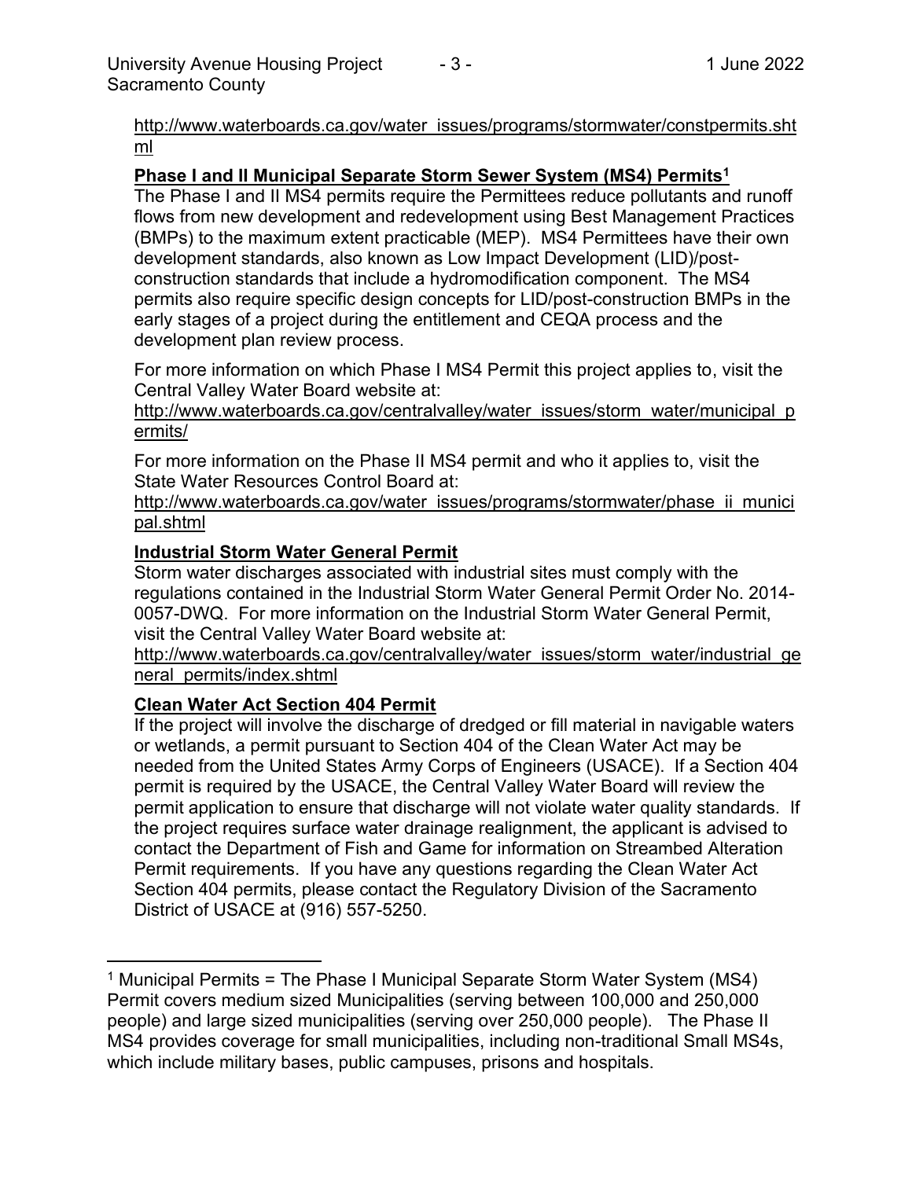http://www.waterboards.ca.gov/water_issues/programs/stormwater/constpermits.shtml

**Phase I and II Municipal Separate Storm Sewer System (MS4) Permits[1]**

The Phase I and II MS4 permits require the Permittees reduce pollutants and runoff flows from new development and redevelopment using Best Management Practices (BMPs) to the maximum extent practicable (MEP). MS4 Permittees have their own development standards, also known as Low Impact Development (LID)/post-construction standards that include a hydromodification component. The MS4 permits also require specific design concepts for LID/post-construction BMPs in the early stages of a project during the entitlement and CEQA process and the development plan review process.

For more information on which Phase I MS4 Permit this project applies to, visit the Central Valley Water Board website at:

http://www.waterboards.ca.gov/centralvalley/water_issues/storm_water/municipal_permits/

For more information on the Phase II MS4 permit and who it applies to, visit the State Water Resources Control Board at:

http://www.waterboards.ca.gov/water_issues/programs/stormwater/phase_ii_municipal.shtml

**Industrial Storm Water General Permit**

Storm water discharges associated with industrial sites must comply with the regulations contained in the Industrial Storm Water General Permit Order No. 2014-0057-DWQ. For more information on the Industrial Storm Water General Permit, visit the Central Valley Water Board website at:

http://www.waterboards.ca.gov/centralvalley/water_issues/storm_water/industrial_general_permits/index.shtml

**Clean Water Act Section 404 Permit**

If the project will involve the discharge of dredged or fill material in navigable waters or wetlands, a permit pursuant to Section 404 of the Clean Water Act may be needed from the United States Army Corps of Engineers (USACE). If a Section 404 permit is required by the USACE, the Central Valley Water Board will review the permit application to ensure that discharge will not violate water quality standards. If the project requires surface water drainage realignment, the applicant is advised to contact the Department of Fish and Game for information on Streambed Alteration Permit requirements. If you have any questions regarding the Clean Water Act Section 404 permits, please contact the Regulatory Division of the Sacramento District of USACE at (916) 557-5250.

---

[1] Municipal Permits = The Phase I Municipal Separate Storm Water System (MS4) Permit covers medium sized Municipalities (serving between 100,000 and 250,000 people) and large sized municipalities (serving over 250,000 people). The Phase II MS4 provides coverage for small municipalities, including non-traditional Small MS4s, which include military bases, public campuses, prisons and hospitals.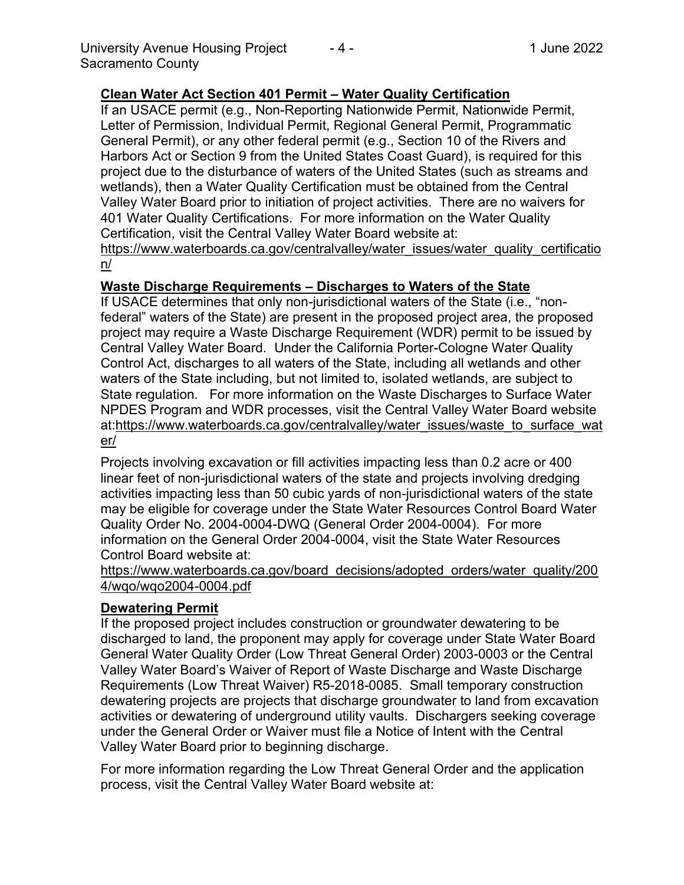**Clean Water Act Section 401 Permit – Water Quality Certification**

If an USACE permit (e.g., Non-Reporting Nationwide Permit, Nationwide Permit, Letter of Permission, Individual Permit, Regional General Permit, Programmatic General Permit), or any other federal permit (e.g., Section 10 of the Rivers and Harbors Act or Section 9 from the United States Coast Guard), is required for this project due to the disturbance of waters of the United States (such as streams and wetlands), then a Water Quality Certification must be obtained from the Central Valley Water Board prior to initiation of project activities. There are no waivers for 401 Water Quality Certifications. For more information on the Water Quality Certification, visit the Central Valley Water Board website at: https://www.waterboards.ca.gov/centralvalley/water_issues/water_quality_certification/

**Waste Discharge Requirements – Discharges to Waters of the State**

If USACE determines that only non-jurisdictional waters of the State (i.e., "non-federal" waters of the State) are present in the proposed project area, the proposed project may require a Waste Discharge Requirement (WDR) permit to be issued by Central Valley Water Board. Under the California Porter-Cologne Water Quality Control Act, discharges to all waters of the State, including all wetlands and other waters of the State including, but not limited to, isolated wetlands, are subject to State regulation. For more information on the Waste Discharges to Surface Water NPDES Program and WDR processes, visit the Central Valley Water Board website at:https://www.waterboards.ca.gov/centralvalley/water_issues/waste_to_surface_water/

Projects involving excavation or fill activities impacting less than 0.2 acre or 400 linear feet of non-jurisdictional waters of the state and projects involving dredging activities impacting less than 50 cubic yards of non-jurisdictional waters of the state may be eligible for coverage under the State Water Resources Control Board Water Quality Order No. 2004-0004-DWQ (General Order 2004-0004). For more information on the General Order 2004-0004, visit the State Water Resources Control Board website at: https://www.waterboards.ca.gov/board_decisions/adopted_orders/water_quality/2004/wqo/wqo2004-0004.pdf

**Dewatering Permit**

If the proposed project includes construction or groundwater dewatering to be discharged to land, the proponent may apply for coverage under State Water Board General Water Quality Order (Low Threat General Order) 2003-0003 or the Central Valley Water Board's Waiver of Report of Waste Discharge and Waste Discharge Requirements (Low Threat Waiver) R5-2018-0085. Small temporary construction dewatering projects are projects that discharge groundwater to land from excavation activities or dewatering of underground utility vaults. Dischargers seeking coverage under the General Order or Waiver must file a Notice of Intent with the Central Valley Water Board prior to beginning discharge.

For more information regarding the Low Threat General Order and the application process, visit the Central Valley Water Board website at: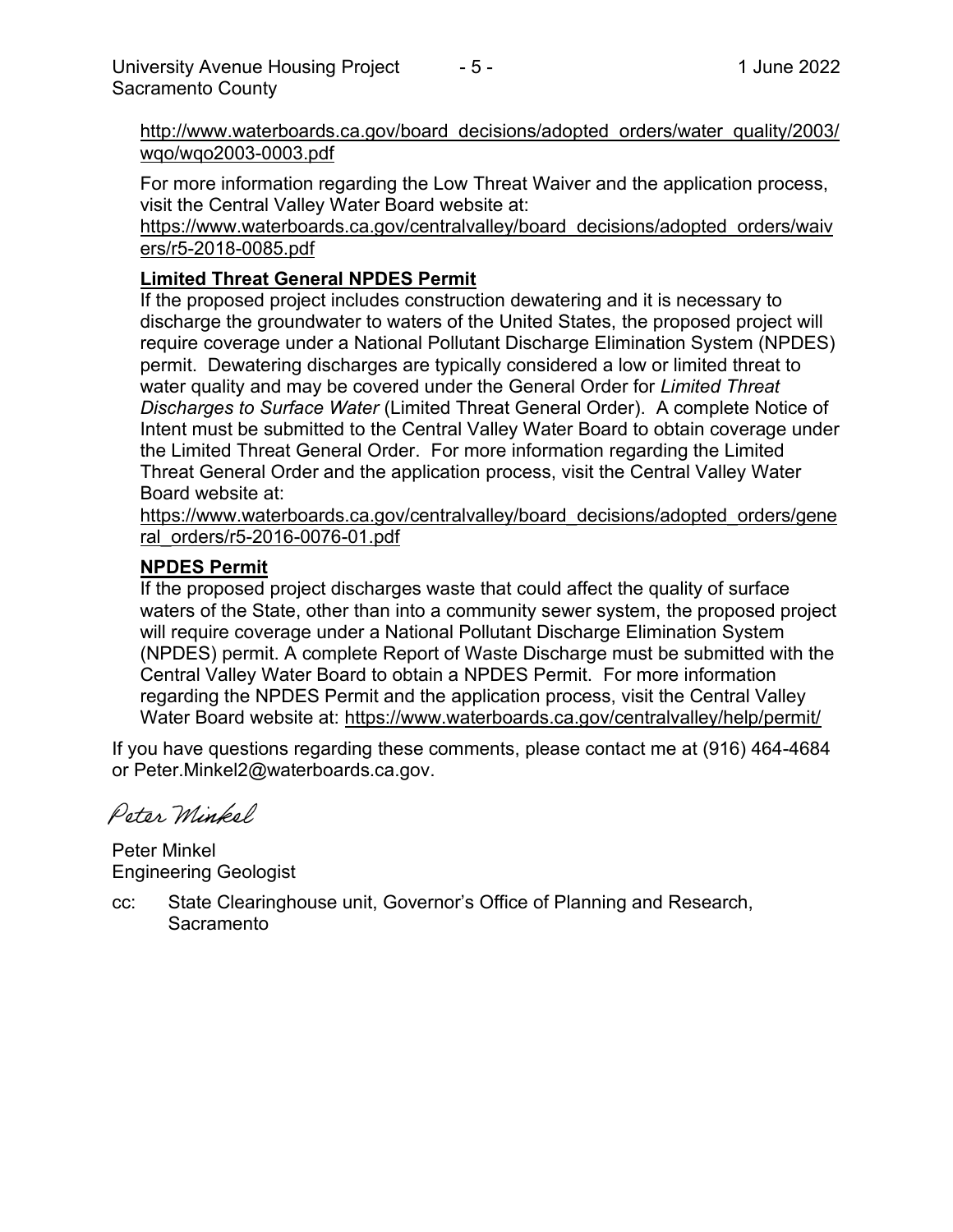http://www.waterboards.ca.gov/board_decisions/adopted_orders/water_quality/2003/wqo/wqo2003-0003.pdf

For more information regarding the Low Threat Waiver and the application process, visit the Central Valley Water Board website at: https://www.waterboards.ca.gov/centralvalley/board_decisions/adopted_orders/waivers/r5-2018-0085.pdf

**Limited Threat General NPDES Permit**

If the proposed project includes construction dewatering and it is necessary to discharge the groundwater to waters of the United States, the proposed project will require coverage under a National Pollutant Discharge Elimination System (NPDES) permit. Dewatering discharges are typically considered a low or limited threat to water quality and may be covered under the General Order for *Limited Threat Discharges to Surface Water* (Limited Threat General Order). A complete Notice of Intent must be submitted to the Central Valley Water Board to obtain coverage under the Limited Threat General Order. For more information regarding the Limited Threat General Order and the application process, visit the Central Valley Water Board website at: https://www.waterboards.ca.gov/centralvalley/board_decisions/adopted_orders/general_orders/r5-2016-0076-01.pdf

**NPDES Permit**

If the proposed project discharges waste that could affect the quality of surface waters of the State, other than into a community sewer system, the proposed project will require coverage under a National Pollutant Discharge Elimination System (NPDES) permit. A complete Report of Waste Discharge must be submitted with the Central Valley Water Board to obtain a NPDES Permit. For more information regarding the NPDES Permit and the application process, visit the Central Valley Water Board website at: https://www.waterboards.ca.gov/centralvalley/help/permit/

If you have questions regarding these comments, please contact me at (916) 464-4684 or Peter.Minkel2@waterboards.ca.gov.

*Peter Minkel*

Peter Minkel
Engineering Geologist

cc: State Clearinghouse unit, Governor's Office of Planning and Research, Sacramento